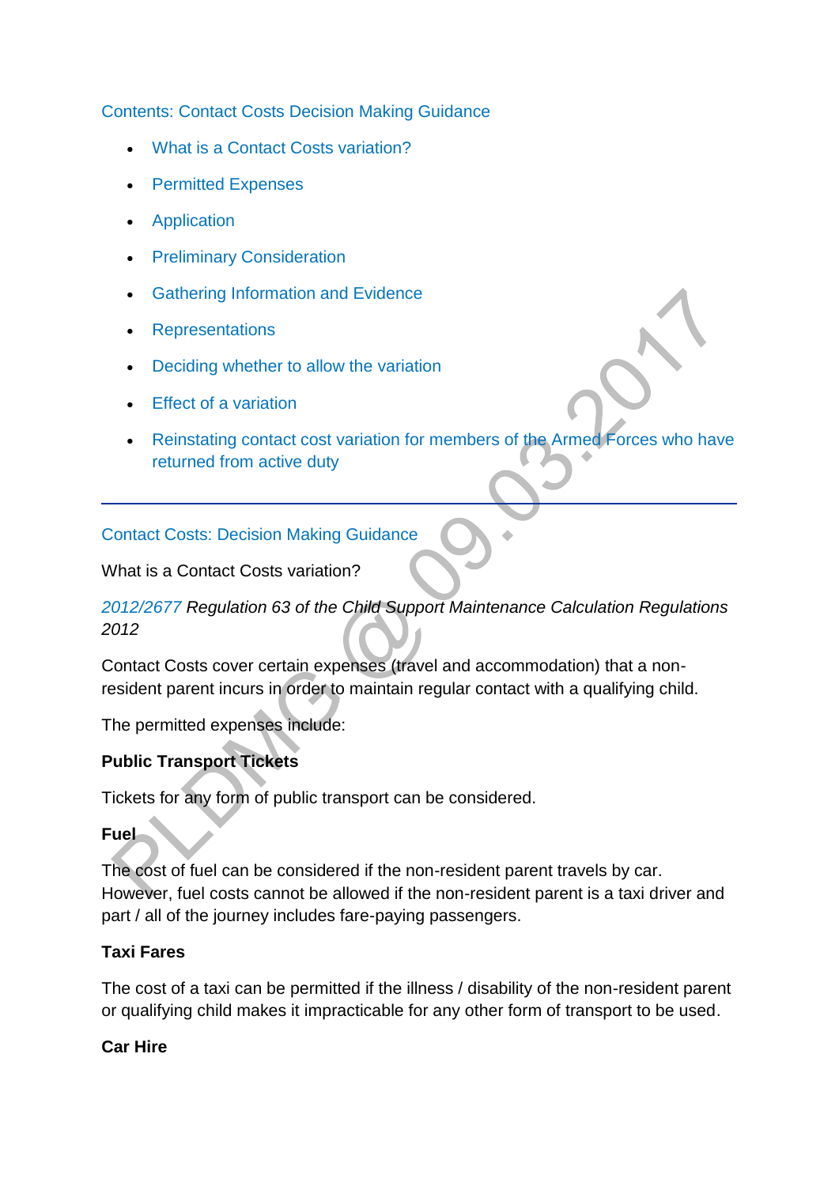## Contents: Contact Costs Decision Making Guidance

- What is a Contact Costs variation?
- Permitted Expenses
- Application
- Preliminary Consideration
- Gathering Information and Evidence
- Representations
- Deciding whether to allow the variation
- Effect of a variation
- Reinstating contact cost variation for members of the Armed Forces who have returned from active duty

---

## Contact Costs: Decision Making Guidance

What is a Contact Costs variation?

*2012/2677 Regulation 63 of the Child Support Maintenance Calculation Regulations 2012*

Contact Costs cover certain expenses (travel and accommodation) that a non-resident parent incurs in order to maintain regular contact with a qualifying child.

The permitted expenses include:

**Public Transport Tickets**

Tickets for any form of public transport can be considered.

**Fuel**

The cost of fuel can be considered if the non-resident parent travels by car. However, fuel costs cannot be allowed if the non-resident parent is a taxi driver and part / all of the journey includes fare-paying passengers.

**Taxi Fares**

The cost of a taxi can be permitted if the illness / disability of the non-resident parent or qualifying child makes it impracticable for any other form of transport to be used.

**Car Hire**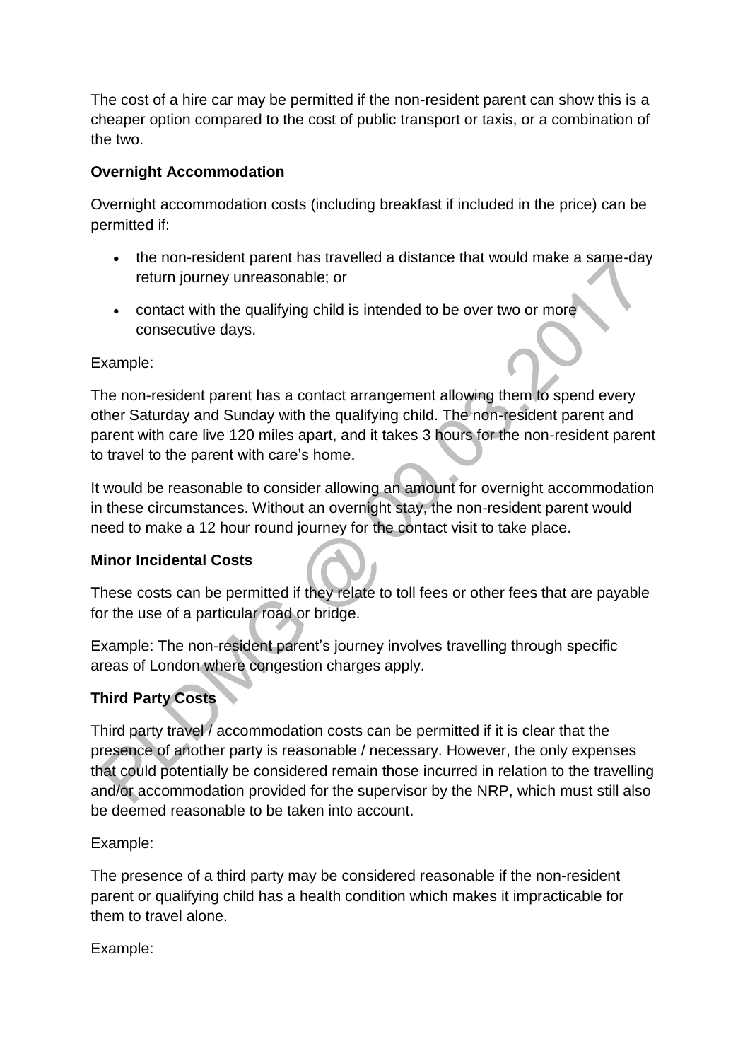The cost of a hire car may be permitted if the non-resident parent can show this is a cheaper option compared to the cost of public transport or taxis, or a combination of the two.

**Overnight Accommodation**

Overnight accommodation costs (including breakfast if included in the price) can be permitted if:

- the non-resident parent has travelled a distance that would make a same-day return journey unreasonable; or
- contact with the qualifying child is intended to be over two or more consecutive days.

Example:

The non-resident parent has a contact arrangement allowing them to spend every other Saturday and Sunday with the qualifying child. The non-resident parent and parent with care live 120 miles apart, and it takes 3 hours for the non-resident parent to travel to the parent with care's home.

It would be reasonable to consider allowing an amount for overnight accommodation in these circumstances. Without an overnight stay, the non-resident parent would need to make a 12 hour round journey for the contact visit to take place.

**Minor Incidental Costs**

These costs can be permitted if they relate to toll fees or other fees that are payable for the use of a particular road or bridge.

Example: The non-resident parent's journey involves travelling through specific areas of London where congestion charges apply.

**Third Party Costs**

Third party travel / accommodation costs can be permitted if it is clear that the presence of another party is reasonable / necessary. However, the only expenses that could potentially be considered remain those incurred in relation to the travelling and/or accommodation provided for the supervisor by the NRP, which must still also be deemed reasonable to be taken into account.

Example:

The presence of a third party may be considered reasonable if the non-resident parent or qualifying child has a health condition which makes it impracticable for them to travel alone.

Example: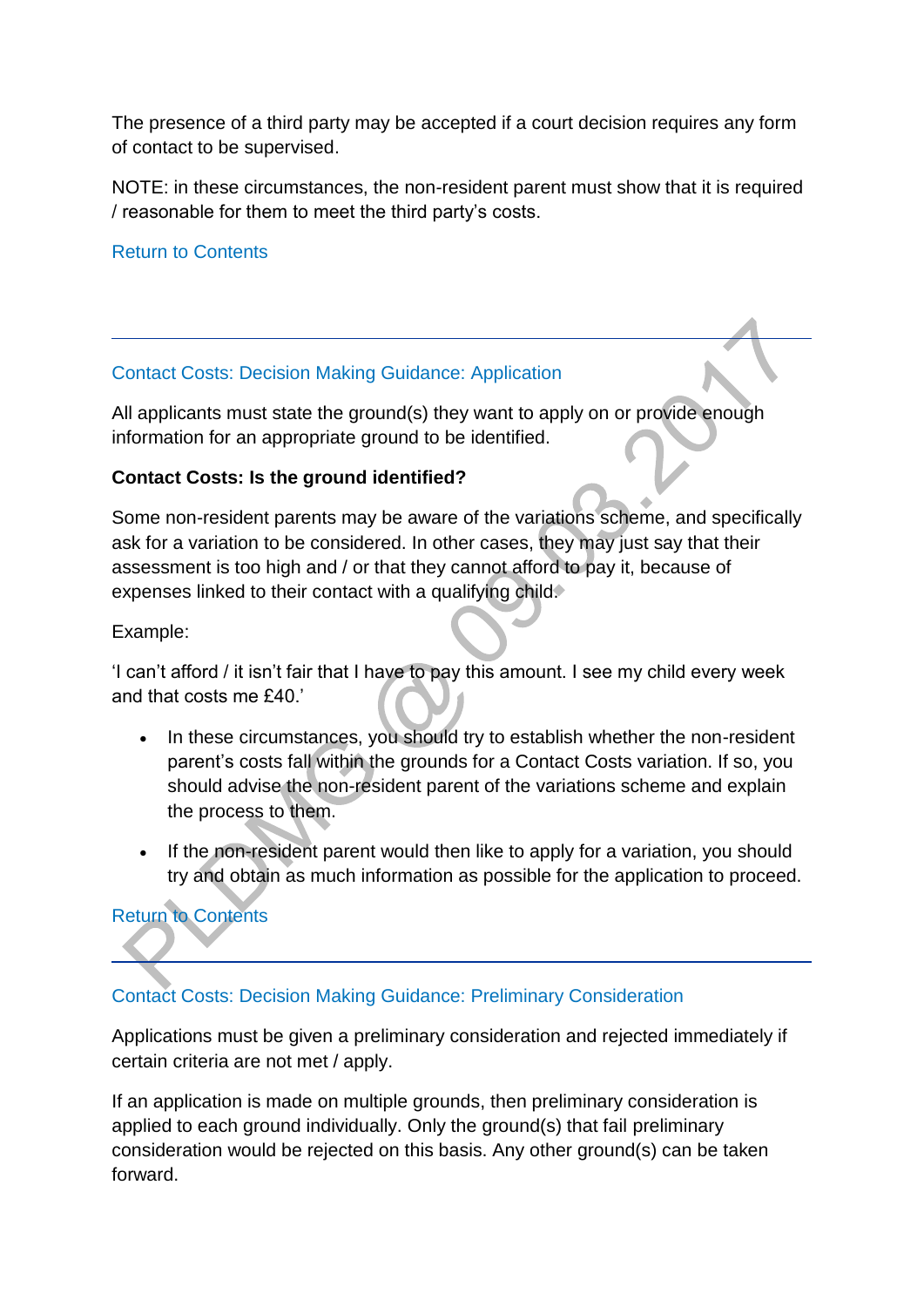The presence of a third party may be accepted if a court decision requires any form of contact to be supervised.

NOTE: in these circumstances, the non-resident parent must show that it is required / reasonable for them to meet the third party's costs.

Return to Contents

---

## Contact Costs: Decision Making Guidance: Application

All applicants must state the ground(s) they want to apply on or provide enough information for an appropriate ground to be identified.

**Contact Costs: Is the ground identified?**

Some non-resident parents may be aware of the variations scheme, and specifically ask for a variation to be considered. In other cases, they may just say that their assessment is too high and / or that they cannot afford to pay it, because of expenses linked to their contact with a qualifying child.

Example:

'I can't afford / it isn't fair that I have to pay this amount. I see my child every week and that costs me £40.'

- In these circumstances, you should try to establish whether the non-resident parent's costs fall within the grounds for a Contact Costs variation. If so, you should advise the non-resident parent of the variations scheme and explain the process to them.
- If the non-resident parent would then like to apply for a variation, you should try and obtain as much information as possible for the application to proceed.

Return to Contents

---

## Contact Costs: Decision Making Guidance: Preliminary Consideration

Applications must be given a preliminary consideration and rejected immediately if certain criteria are not met / apply.

If an application is made on multiple grounds, then preliminary consideration is applied to each ground individually. Only the ground(s) that fail preliminary consideration would be rejected on this basis. Any other ground(s) can be taken forward.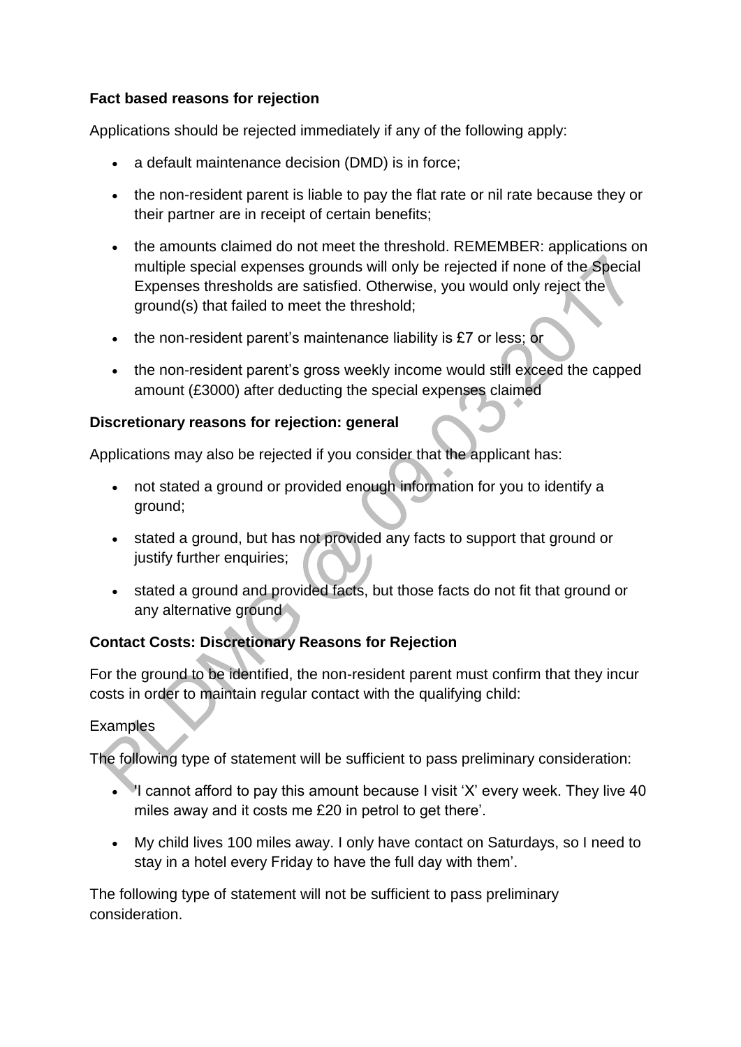**Fact based reasons for rejection**

Applications should be rejected immediately if any of the following apply:

- a default maintenance decision (DMD) is in force;
- the non-resident parent is liable to pay the flat rate or nil rate because they or their partner are in receipt of certain benefits;
- the amounts claimed do not meet the threshold. REMEMBER: applications on multiple special expenses grounds will only be rejected if none of the Special Expenses thresholds are satisfied. Otherwise, you would only reject the ground(s) that failed to meet the threshold;
- the non-resident parent's maintenance liability is £7 or less; or
- the non-resident parent's gross weekly income would still exceed the capped amount (£3000) after deducting the special expenses claimed

**Discretionary reasons for rejection: general**

Applications may also be rejected if you consider that the applicant has:

- not stated a ground or provided enough information for you to identify a ground;
- stated a ground, but has not provided any facts to support that ground or justify further enquiries;
- stated a ground and provided facts, but those facts do not fit that ground or any alternative ground

**Contact Costs: Discretionary Reasons for Rejection**

For the ground to be identified, the non-resident parent must confirm that they incur costs in order to maintain regular contact with the qualifying child:

Examples

The following type of statement will be sufficient to pass preliminary consideration:

- 'I cannot afford to pay this amount because I visit 'X' every week. They live 40 miles away and it costs me £20 in petrol to get there'.
- My child lives 100 miles away. I only have contact on Saturdays, so I need to stay in a hotel every Friday to have the full day with them'.

The following type of statement will not be sufficient to pass preliminary consideration.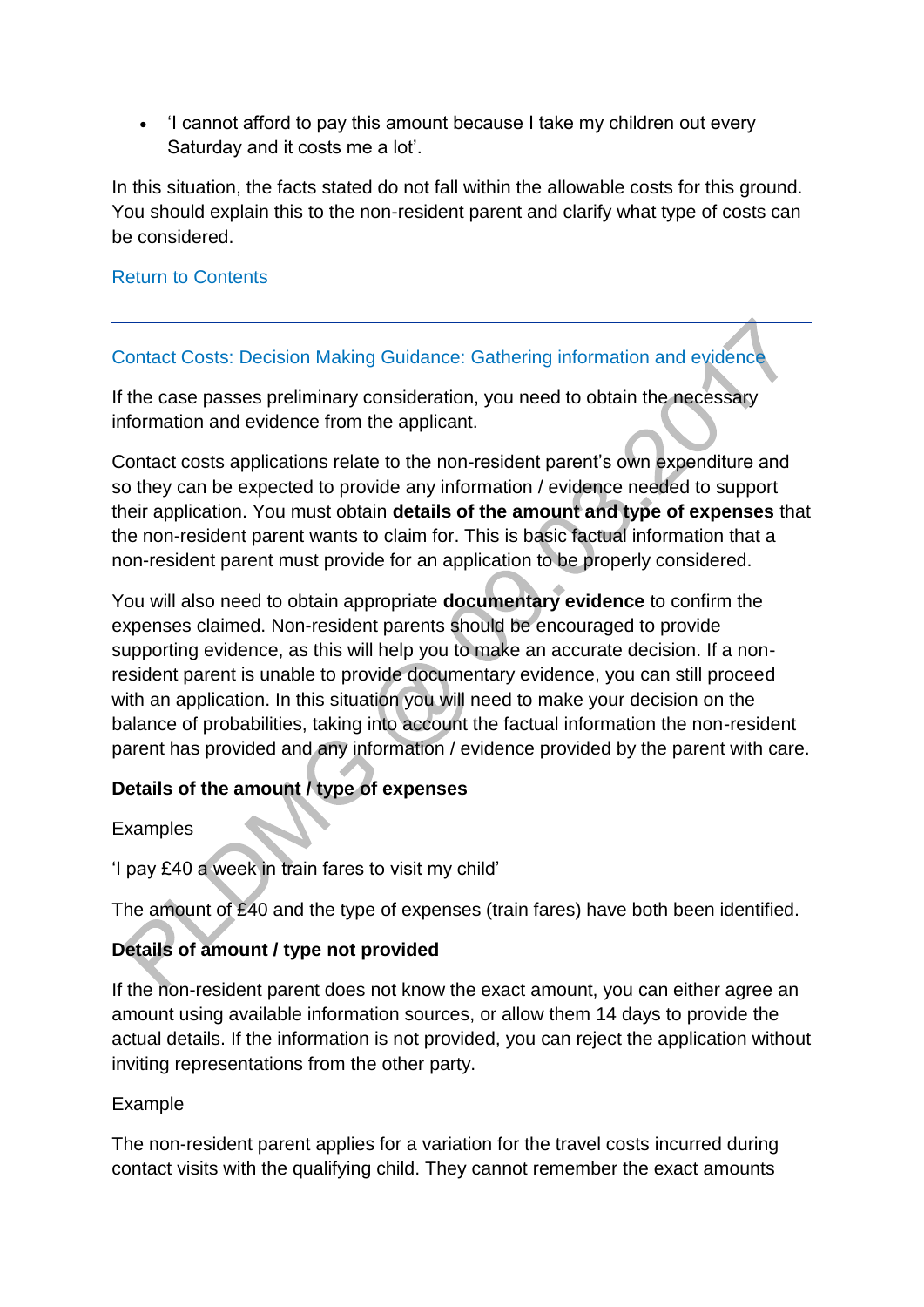- ‘I cannot afford to pay this amount because I take my children out every Saturday and it costs me a lot’.

In this situation, the facts stated do not fall within the allowable costs for this ground. You should explain this to the non-resident parent and clarify what type of costs can be considered.

Return to Contents

---

## Contact Costs: Decision Making Guidance: Gathering information and evidence

If the case passes preliminary consideration, you need to obtain the necessary information and evidence from the applicant.

Contact costs applications relate to the non-resident parent’s own expenditure and so they can be expected to provide any information / evidence needed to support their application. You must obtain **details of the amount and type of expenses** that the non-resident parent wants to claim for. This is basic factual information that a non-resident parent must provide for an application to be properly considered.

You will also need to obtain appropriate **documentary evidence** to confirm the expenses claimed. Non-resident parents should be encouraged to provide supporting evidence, as this will help you to make an accurate decision. If a non-resident parent is unable to provide documentary evidence, you can still proceed with an application. In this situation you will need to make your decision on the balance of probabilities, taking into account the factual information the non-resident parent has provided and any information / evidence provided by the parent with care.

**Details of the amount / type of expenses**

Examples

‘I pay £40 a week in train fares to visit my child’

The amount of £40 and the type of expenses (train fares) have both been identified.

**Details of amount / type not provided**

If the non-resident parent does not know the exact amount, you can either agree an amount using available information sources, or allow them 14 days to provide the actual details. If the information is not provided, you can reject the application without inviting representations from the other party.

Example

The non-resident parent applies for a variation for the travel costs incurred during contact visits with the qualifying child. They cannot remember the exact amounts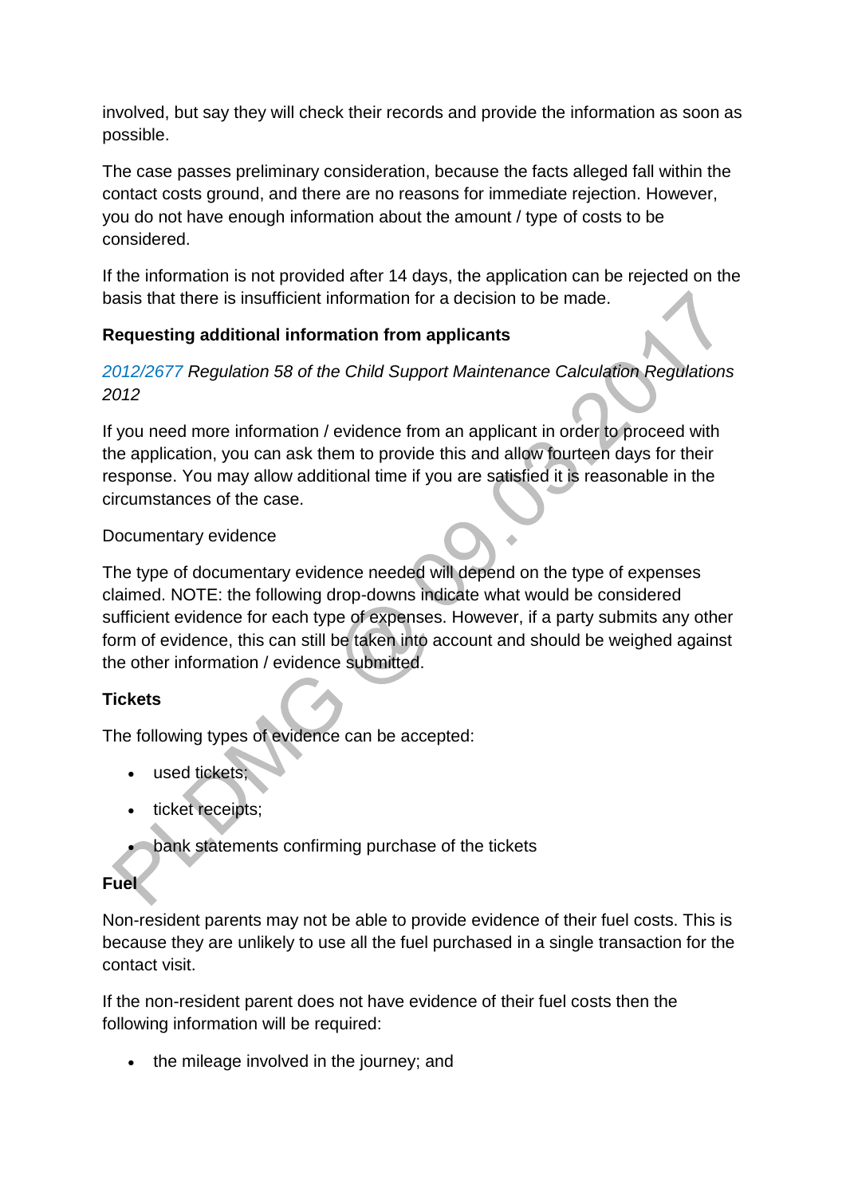involved, but say they will check their records and provide the information as soon as possible.

The case passes preliminary consideration, because the facts alleged fall within the contact costs ground, and there are no reasons for immediate rejection. However, you do not have enough information about the amount / type of costs to be considered.

If the information is not provided after 14 days, the application can be rejected on the basis that there is insufficient information for a decision to be made.

**Requesting additional information from applicants**

*2012/2677 Regulation 58 of the Child Support Maintenance Calculation Regulations 2012*

If you need more information / evidence from an applicant in order to proceed with the application, you can ask them to provide this and allow fourteen days for their response. You may allow additional time if you are satisfied it is reasonable in the circumstances of the case.

Documentary evidence

The type of documentary evidence needed will depend on the type of expenses claimed. NOTE: the following drop-downs indicate what would be considered sufficient evidence for each type of expenses. However, if a party submits any other form of evidence, this can still be taken into account and should be weighed against the other information / evidence submitted.

**Tickets**

The following types of evidence can be accepted:

- used tickets;
- ticket receipts;
- bank statements confirming purchase of the tickets

**Fuel**

Non-resident parents may not be able to provide evidence of their fuel costs. This is because they are unlikely to use all the fuel purchased in a single transaction for the contact visit.

If the non-resident parent does not have evidence of their fuel costs then the following information will be required:

- the mileage involved in the journey; and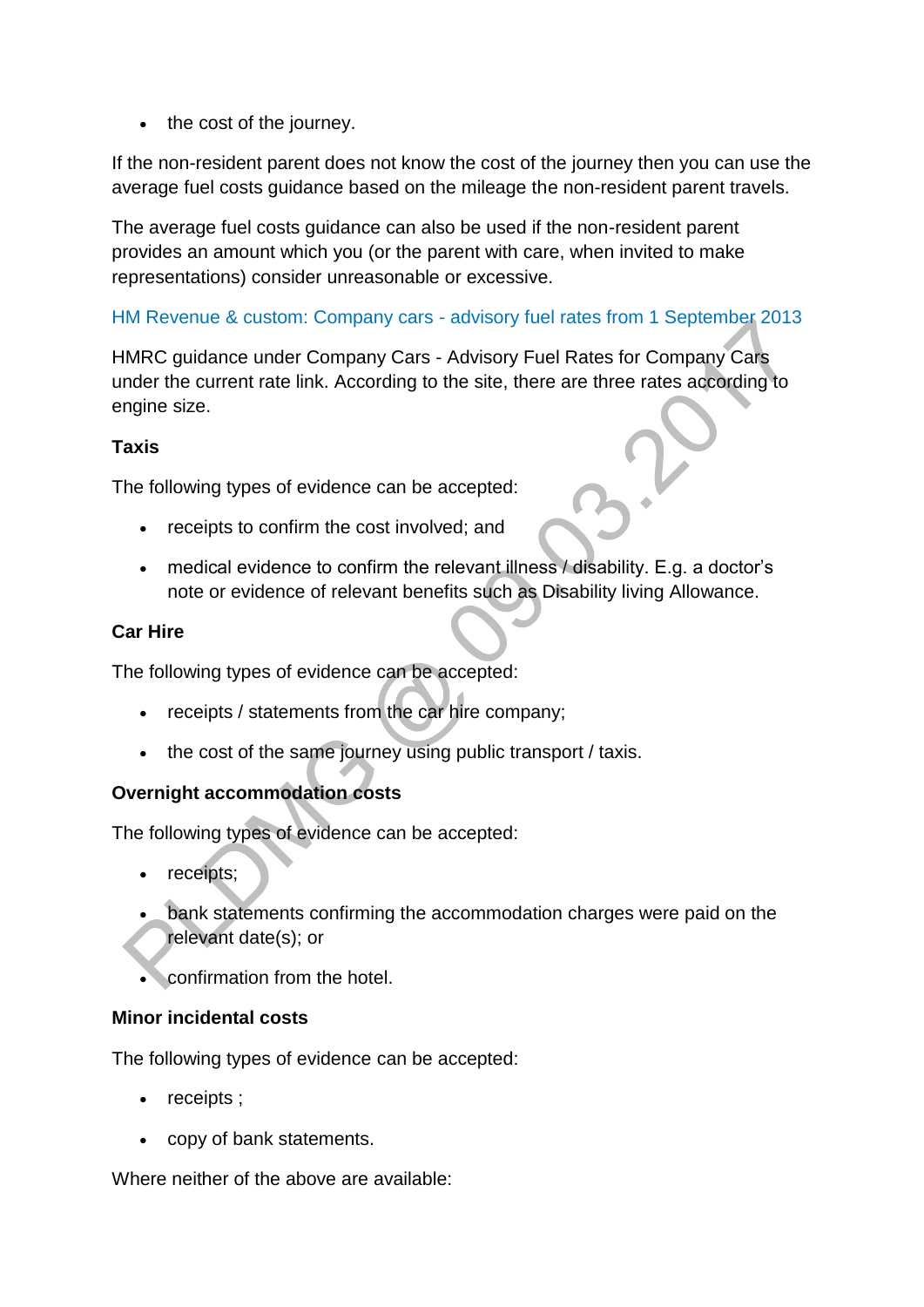- the cost of the journey.

If the non-resident parent does not know the cost of the journey then you can use the average fuel costs guidance based on the mileage the non-resident parent travels.

The average fuel costs guidance can also be used if the non-resident parent provides an amount which you (or the parent with care, when invited to make representations) consider unreasonable or excessive.

HM Revenue & custom: Company cars - advisory fuel rates from 1 September 2013

HMRC guidance under Company Cars - Advisory Fuel Rates for Company Cars under the current rate link. According to the site, there are three rates according to engine size.

**Taxis**

The following types of evidence can be accepted:

- receipts to confirm the cost involved; and
- medical evidence to confirm the relevant illness / disability. E.g. a doctor's note or evidence of relevant benefits such as Disability living Allowance.

**Car Hire**

The following types of evidence can be accepted:

- receipts / statements from the car hire company;
- the cost of the same journey using public transport / taxis.

**Overnight accommodation costs**

The following types of evidence can be accepted:

- receipts;
- bank statements confirming the accommodation charges were paid on the relevant date(s); or
- confirmation from the hotel.

**Minor incidental costs**

The following types of evidence can be accepted:

- receipts ;
- copy of bank statements.

Where neither of the above are available: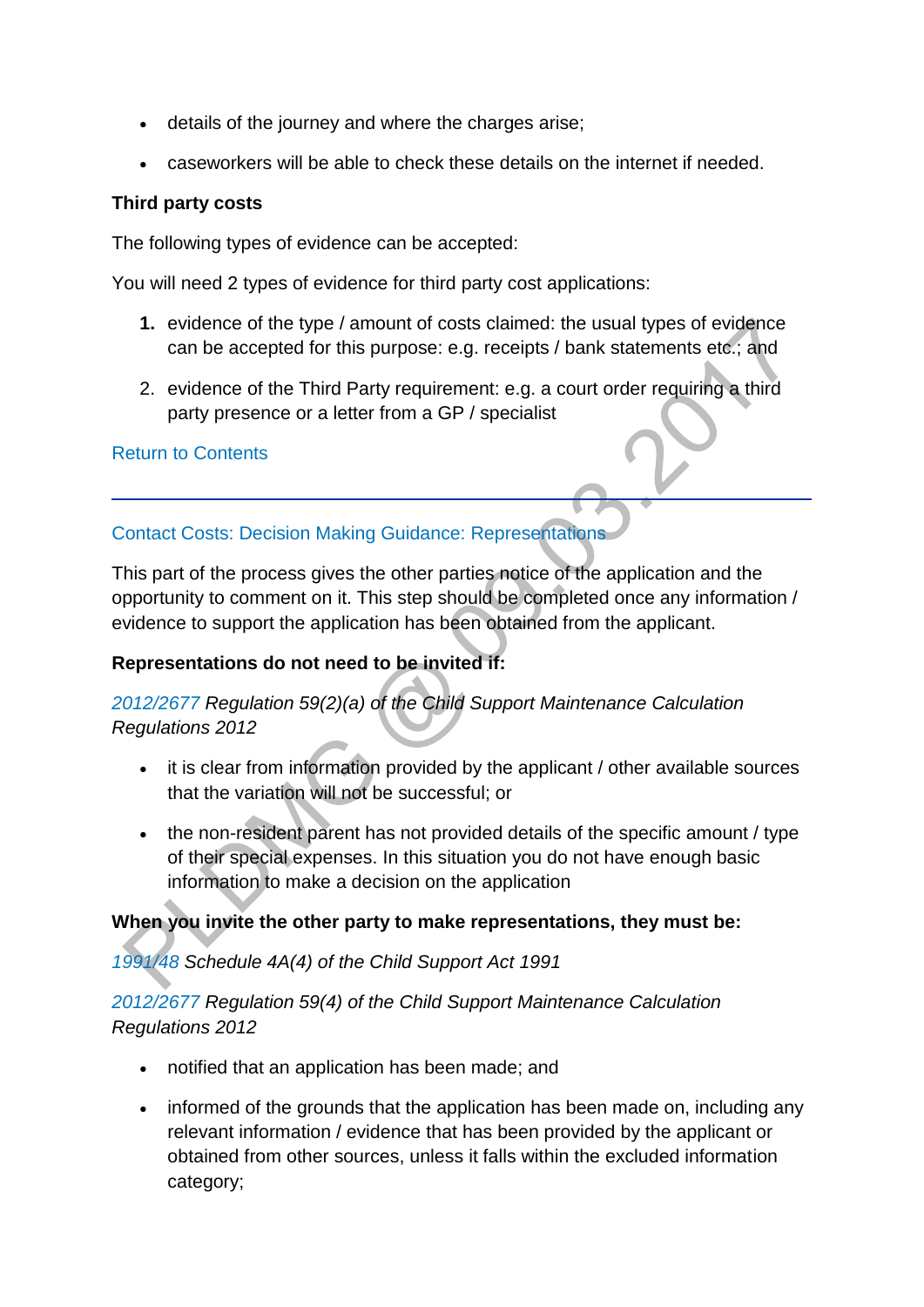- details of the journey and where the charges arise;
- caseworkers will be able to check these details on the internet if needed.

**Third party costs**

The following types of evidence can be accepted:

You will need 2 types of evidence for third party cost applications:

1. evidence of the type / amount of costs claimed: the usual types of evidence can be accepted for this purpose: e.g. receipts / bank statements etc.; and
2. evidence of the Third Party requirement: e.g. a court order requiring a third party presence or a letter from a GP / specialist

Return to Contents

---

Contact Costs: Decision Making Guidance: Representations

This part of the process gives the other parties notice of the application and the opportunity to comment on it. This step should be completed once any information / evidence to support the application has been obtained from the applicant.

**Representations do not need to be invited if:**

*2012/2677 Regulation 59(2)(a) of the Child Support Maintenance Calculation Regulations 2012*

- it is clear from information provided by the applicant / other available sources that the variation will not be successful; or
- the non-resident parent has not provided details of the specific amount / type of their special expenses. In this situation you do not have enough basic information to make a decision on the application

**When you invite the other party to make representations, they must be:**

*1991/48 Schedule 4A(4) of the Child Support Act 1991*

*2012/2677 Regulation 59(4) of the Child Support Maintenance Calculation Regulations 2012*

- notified that an application has been made; and
- informed of the grounds that the application has been made on, including any relevant information / evidence that has been provided by the applicant or obtained from other sources, unless it falls within the excluded information category;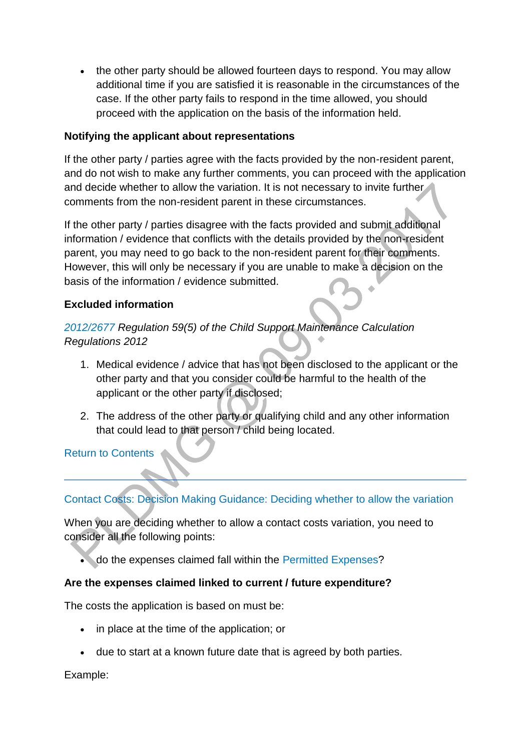- the other party should be allowed fourteen days to respond. You may allow additional time if you are satisfied it is reasonable in the circumstances of the case. If the other party fails to respond in the time allowed, you should proceed with the application on the basis of the information held.

**Notifying the applicant about representations**

If the other party / parties agree with the facts provided by the non-resident parent, and do not wish to make any further comments, you can proceed with the application and decide whether to allow the variation. It is not necessary to invite further comments from the non-resident parent in these circumstances.

If the other party / parties disagree with the facts provided and submit additional information / evidence that conflicts with the details provided by the non-resident parent, you may need to go back to the non-resident parent for their comments. However, this will only be necessary if you are unable to make a decision on the basis of the information / evidence submitted.

**Excluded information**

*2012/2677 Regulation 59(5) of the Child Support Maintenance Calculation Regulations 2012*

1. Medical evidence / advice that has not been disclosed to the applicant or the other party and that you consider could be harmful to the health of the applicant or the other party if disclosed;
2. The address of the other party or qualifying child and any other information that could lead to that person / child being located.

Return to Contents

---

Contact Costs: Decision Making Guidance: Deciding whether to allow the variation

When you are deciding whether to allow a contact costs variation, you need to consider all the following points:

- do the expenses claimed fall within the Permitted Expenses?

**Are the expenses claimed linked to current / future expenditure?**

The costs the application is based on must be:

- in place at the time of the application; or
- due to start at a known future date that is agreed by both parties.

Example: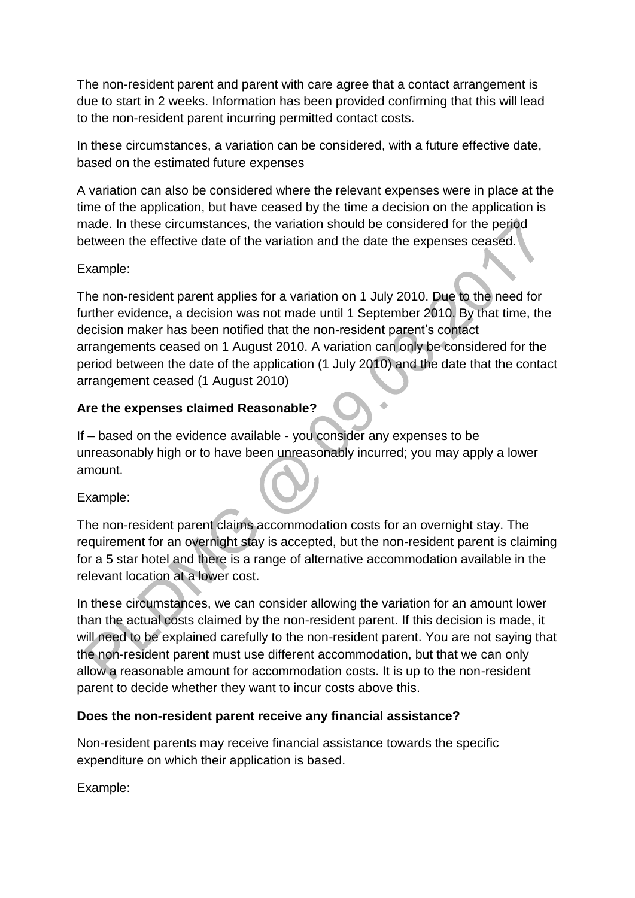The non-resident parent and parent with care agree that a contact arrangement is due to start in 2 weeks. Information has been provided confirming that this will lead to the non-resident parent incurring permitted contact costs.

In these circumstances, a variation can be considered, with a future effective date, based on the estimated future expenses

A variation can also be considered where the relevant expenses were in place at the time of the application, but have ceased by the time a decision on the application is made. In these circumstances, the variation should be considered for the period between the effective date of the variation and the date the expenses ceased.

Example:

The non-resident parent applies for a variation on 1 July 2010. Due to the need for further evidence, a decision was not made until 1 September 2010. By that time, the decision maker has been notified that the non-resident parent's contact arrangements ceased on 1 August 2010. A variation can only be considered for the period between the date of the application (1 July 2010) and the date that the contact arrangement ceased (1 August 2010)

**Are the expenses claimed Reasonable?**

If – based on the evidence available - you consider any expenses to be unreasonably high or to have been unreasonably incurred; you may apply a lower amount.

Example:

The non-resident parent claims accommodation costs for an overnight stay. The requirement for an overnight stay is accepted, but the non-resident parent is claiming for a 5 star hotel and there is a range of alternative accommodation available in the relevant location at a lower cost.

In these circumstances, we can consider allowing the variation for an amount lower than the actual costs claimed by the non-resident parent. If this decision is made, it will need to be explained carefully to the non-resident parent. You are not saying that the non-resident parent must use different accommodation, but that we can only allow a reasonable amount for accommodation costs. It is up to the non-resident parent to decide whether they want to incur costs above this.

**Does the non-resident parent receive any financial assistance?**

Non-resident parents may receive financial assistance towards the specific expenditure on which their application is based.

Example: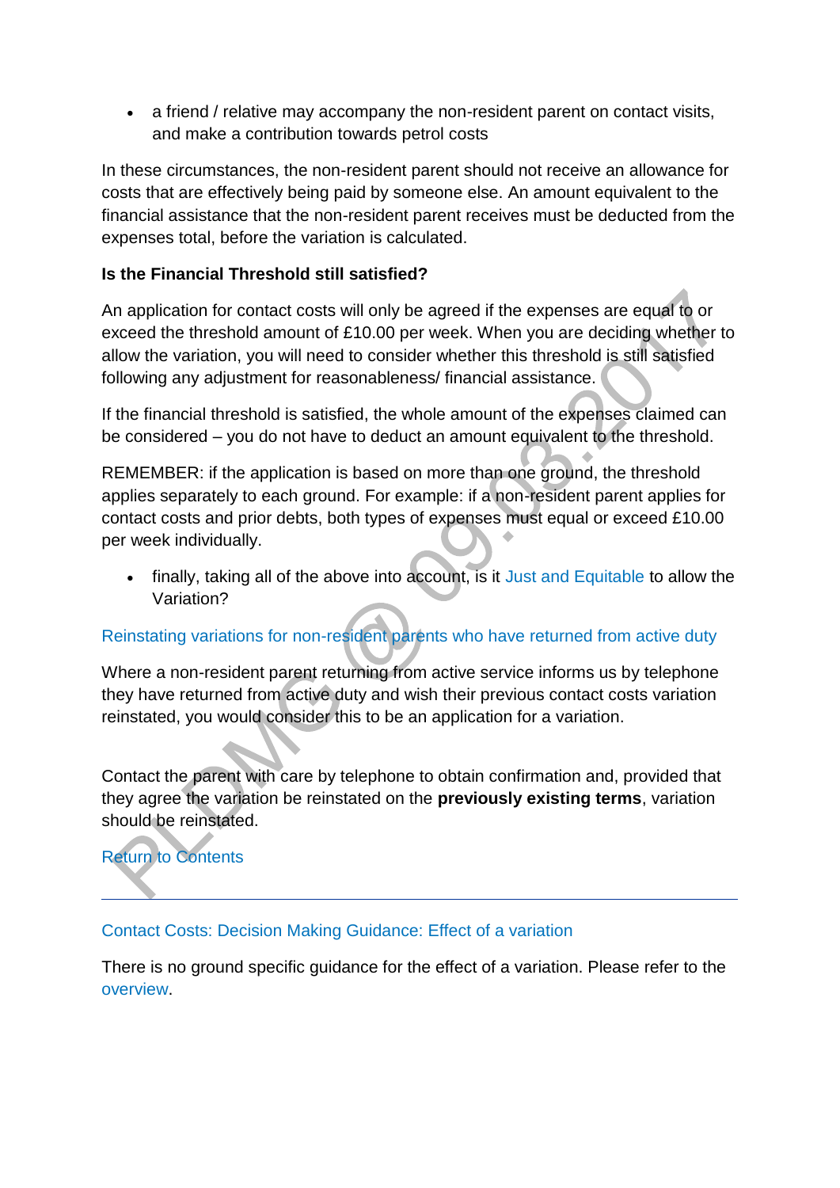- a friend / relative may accompany the non-resident parent on contact visits, and make a contribution towards petrol costs

In these circumstances, the non-resident parent should not receive an allowance for costs that are effectively being paid by someone else. An amount equivalent to the financial assistance that the non-resident parent receives must be deducted from the expenses total, before the variation is calculated.

**Is the Financial Threshold still satisfied?**

An application for contact costs will only be agreed if the expenses are equal to or exceed the threshold amount of £10.00 per week. When you are deciding whether to allow the variation, you will need to consider whether this threshold is still satisfied following any adjustment for reasonableness/ financial assistance.

If the financial threshold is satisfied, the whole amount of the expenses claimed can be considered – you do not have to deduct an amount equivalent to the threshold.

REMEMBER: if the application is based on more than one ground, the threshold applies separately to each ground. For example: if a non-resident parent applies for contact costs and prior debts, both types of expenses must equal or exceed £10.00 per week individually.

- finally, taking all of the above into account, is it Just and Equitable to allow the Variation?

## Reinstating variations for non-resident parents who have returned from active duty

Where a non-resident parent returning from active service informs us by telephone they have returned from active duty and wish their previous contact costs variation reinstated, you would consider this to be an application for a variation.

Contact the parent with care by telephone to obtain confirmation and, provided that they agree the variation be reinstated on the **previously existing terms**, variation should be reinstated.

Return to Contents

---

## Contact Costs: Decision Making Guidance: Effect of a variation

There is no ground specific guidance for the effect of a variation. Please refer to the overview.